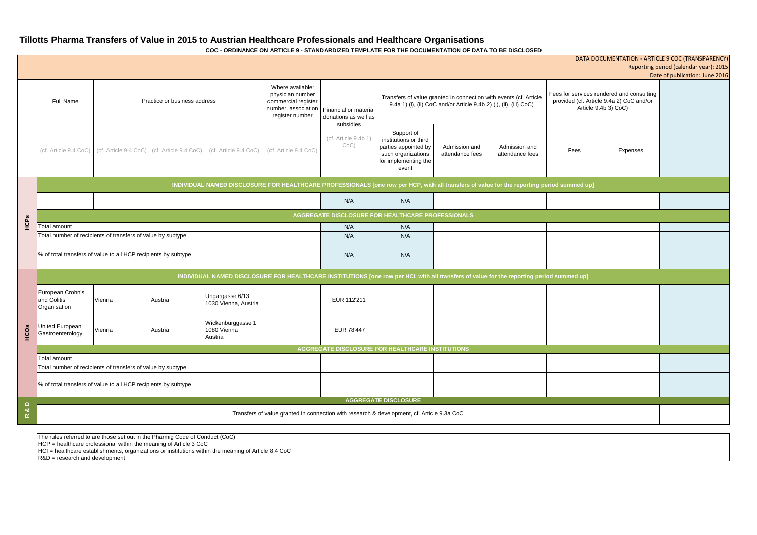# Tillotts Pharma Transfers of Value in 2015 to Austrian Healthcare Professionals and Healthcare Organisations

**COC - ORDINANCE ON ARTICLE 9 - STANDARDIZED TEMPLATE FOR THE DOCUMENTATION OF DATA TO BE DISCLOSED**

DATA DOCUMENTATION - ARTICLE 9 COC (TRANSPARENCY)
Reporting period (calendar year): 2015
Date of publication: June 2016

| | Full Name | Practice or business address | | | Where available: physician number commercial register number, association register number | Financial or material donations as well as subsidies | Transfers of value granted in connection with events (cf. Article 9.4a 1) (i), (ii) CoC and/or Article 9.4b 2) (i), (ii), (iii) CoC) | | | Fees for services rendered and consulting provided (cf. Article 9.4a 2) CoC and/or Article 9.4b 3) CoC) | | |
|---|---|---|---|---|---|---|---|---|---|---|---|---|
| | (cf. Article 9.4 CoC) | (cf. Article 9.4 CoC) | (cf. Article 9.4 CoC) | (cf. Article 9.4 CoC) | (cf. Article 9.4 CoC) | (cf. Article 9.4b 1) CoC) | Support of institutions or third parties appointed by such organizations for implementing the event | Admission and attendance fees | Admission and attendance fees | Fees | Expenses | |
| **HCPs** | **INDIVIDUAL NAMED DISCLOSURE FOR HEALTHCARE PROFESSIONALS [one row per HCP, with all transfers of value for the reporting period summed up]** | | | | | | | | | | | |
| | | | | | | N/A | N/A | | | | | |
| | **AGGREGATE DISCLOSURE FOR HEALTHCARE PROFESSIONALS** | | | | | | | | | | | |
| | Total amount | | | | | N/A | N/A | | | | | |
| | Total number of recipients of transfers of value by subtype | | | | | N/A | N/A | | | | | |
| | % of total transfers of value to all HCP recipients by subtype | | | | | N/A | N/A | | | | | |
| **HCOs** | **INDIVIDUAL NAMED DISCLOSURE FOR HEALTHCARE INSTITUTIONS [one row per HCI, with all transfers of value for the reporting period summed up]** | | | | | | | | | | | |
| | European Crohn's and Colitis Organisation | Vienna | Austria | Ungargasse 6/13 1030 Vienna, Austria | | EUR 112'211 | | | | | | |
| | United European Gastroenterology | Vienna | Austria | Wickenburggasse 1 1080 Vienna Austria | | EUR 78'447 | | | | | | |
| | **AGGREGATE DISCLOSURE FOR HEALTHCARE INSTITUTIONS** | | | | | | | | | | | |
| | Total amount | | | | | | | | | | | |
| | Total number of recipients of transfers of value by subtype | | | | | | | | | | | |
| | % of total transfers of value to all HCP recipients by subtype | | | | | | | | | | | |
| **R & D** | **AGGREGATE DISCLOSURE** | | | | | | | | | | | |
| | Transfers of value granted in connection with research & development, cf. Article 9.3a CoC | | | | | | | | | | | |

The rules referred to are those set out in the Pharmig Code of Conduct (CoC)
HCP = healthcare professional within the meaning of Article 3 CoC
HCI = healthcare establishments, organizations or institutions within the meaning of Article 8.4 CoC
R&D = research and development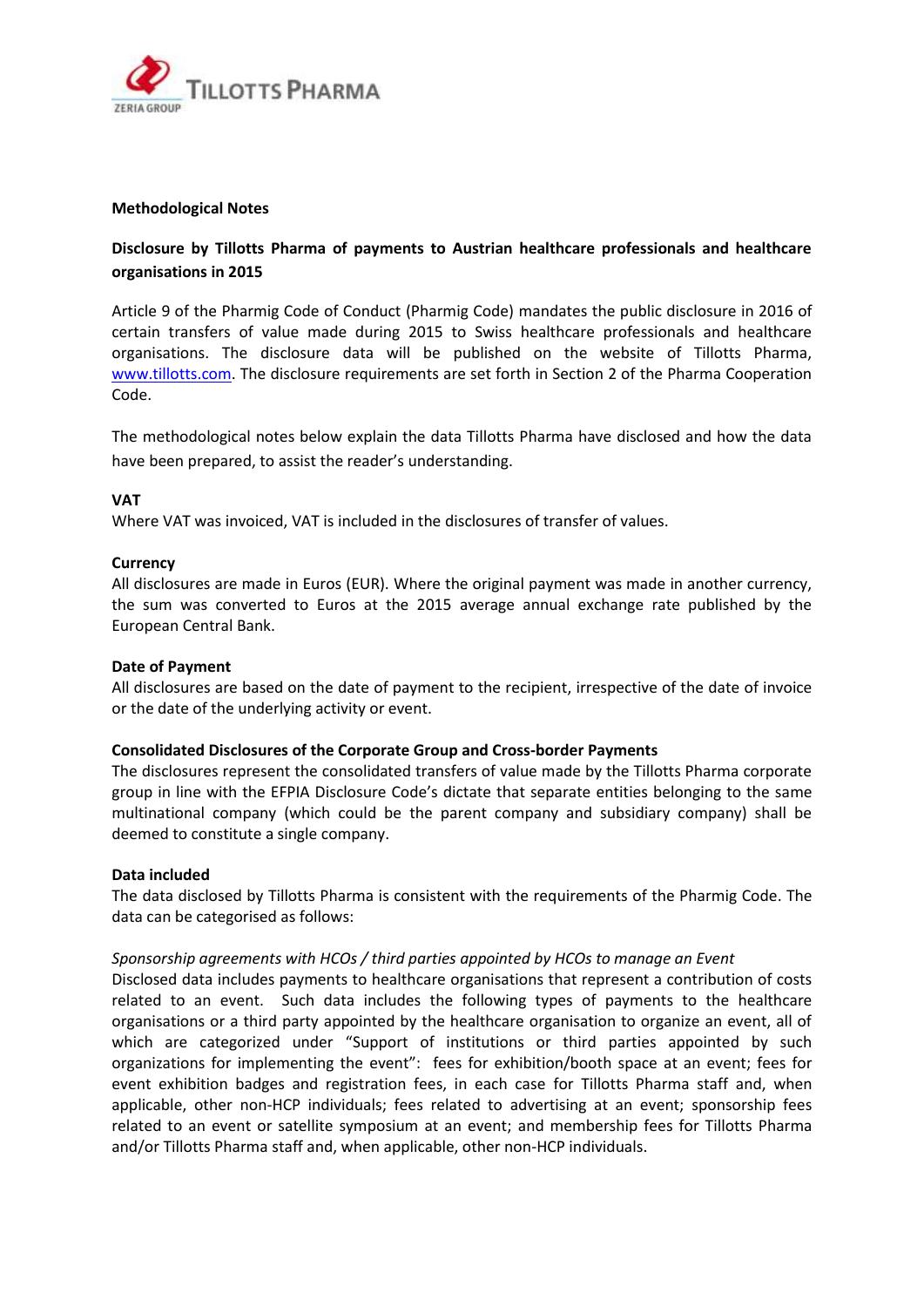TILLOTTS PHARMA
ZERIA GROUP

**Methodological Notes**

**Disclosure by Tillotts Pharma of payments to Austrian healthcare professionals and healthcare organisations in 2015**

Article 9 of the Pharmig Code of Conduct (Pharmig Code) mandates the public disclosure in 2016 of certain transfers of value made during 2015 to Swiss healthcare professionals and healthcare organisations. The disclosure data will be published on the website of Tillotts Pharma, www.tillotts.com. The disclosure requirements are set forth in Section 2 of the Pharma Cooperation Code.

The methodological notes below explain the data Tillotts Pharma have disclosed and how the data have been prepared, to assist the reader's understanding.

**VAT**

Where VAT was invoiced, VAT is included in the disclosures of transfer of values.

**Currency**

All disclosures are made in Euros (EUR). Where the original payment was made in another currency, the sum was converted to Euros at the 2015 average annual exchange rate published by the European Central Bank.

**Date of Payment**

All disclosures are based on the date of payment to the recipient, irrespective of the date of invoice or the date of the underlying activity or event.

**Consolidated Disclosures of the Corporate Group and Cross-border Payments**

The disclosures represent the consolidated transfers of value made by the Tillotts Pharma corporate group in line with the EFPIA Disclosure Code's dictate that separate entities belonging to the same multinational company (which could be the parent company and subsidiary company) shall be deemed to constitute a single company.

**Data included**

The data disclosed by Tillotts Pharma is consistent with the requirements of the Pharmig Code. The data can be categorised as follows:

*Sponsorship agreements with HCOs / third parties appointed by HCOs to manage an Event*

Disclosed data includes payments to healthcare organisations that represent a contribution of costs related to an event. Such data includes the following types of payments to the healthcare organisations or a third party appointed by the healthcare organisation to organize an event, all of which are categorized under "Support of institutions or third parties appointed by such organizations for implementing the event": fees for exhibition/booth space at an event; fees for event exhibition badges and registration fees, in each case for Tillotts Pharma staff and, when applicable, other non-HCP individuals; fees related to advertising at an event; sponsorship fees related to an event or satellite symposium at an event; and membership fees for Tillotts Pharma and/or Tillotts Pharma staff and, when applicable, other non-HCP individuals.